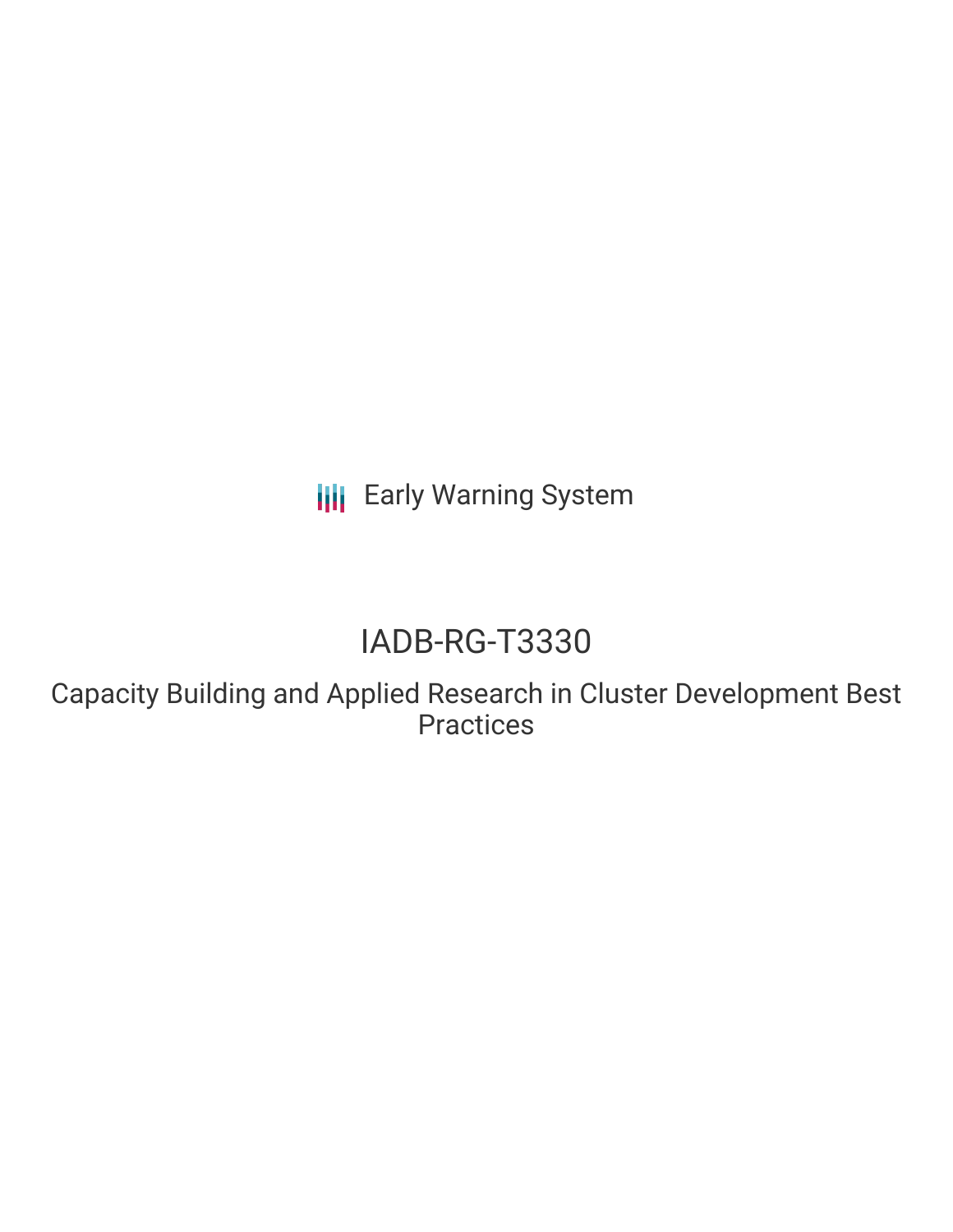Early Warning System

# IADB-RG-T3330

## Capacity Building and Applied Research in Cluster Development Best Practices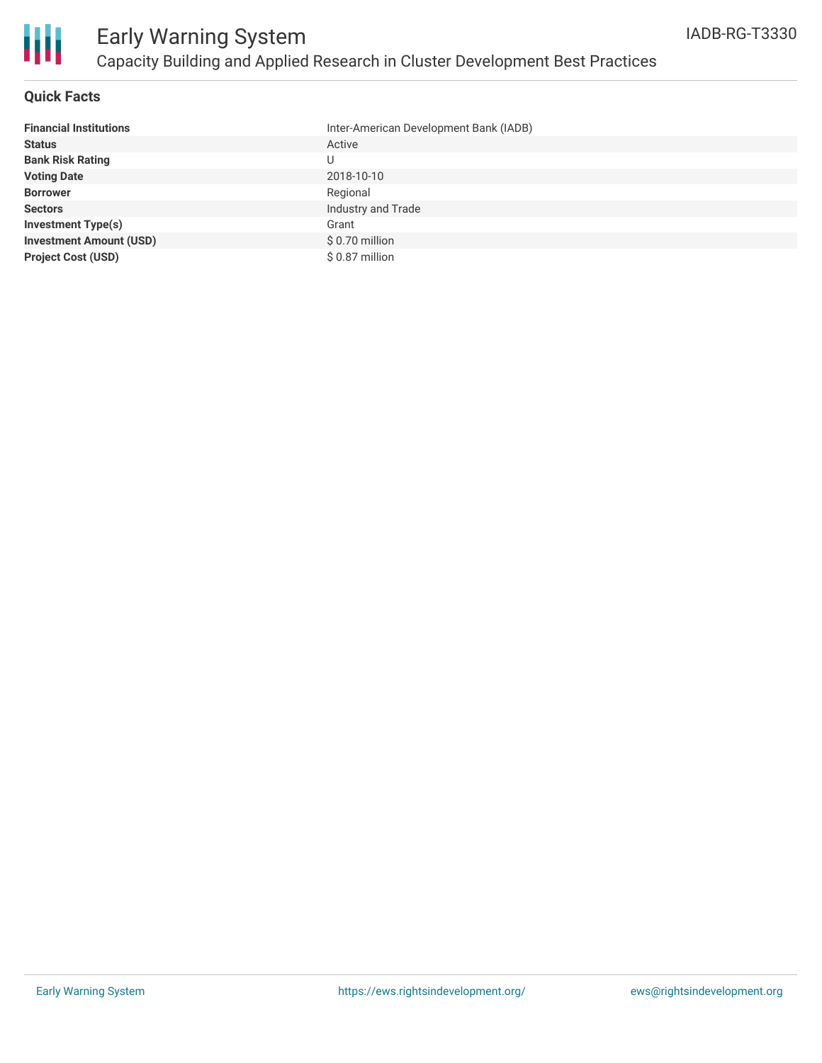# Early Warning System

## Capacity Building and Applied Research in Cluster Development Best Practices

IADB-RG-T3330

### Quick Facts

| | |
|---|---|
| **Financial Institutions** | Inter-American Development Bank (IADB) |
| **Status** | Active |
| **Bank Risk Rating** | U |
| **Voting Date** | 2018-10-10 |
| **Borrower** | Regional |
| **Sectors** | Industry and Trade |
| **Investment Type(s)** | Grant |
| **Investment Amount (USD)** | $ 0.70 million |
| **Project Cost (USD)** | $ 0.87 million |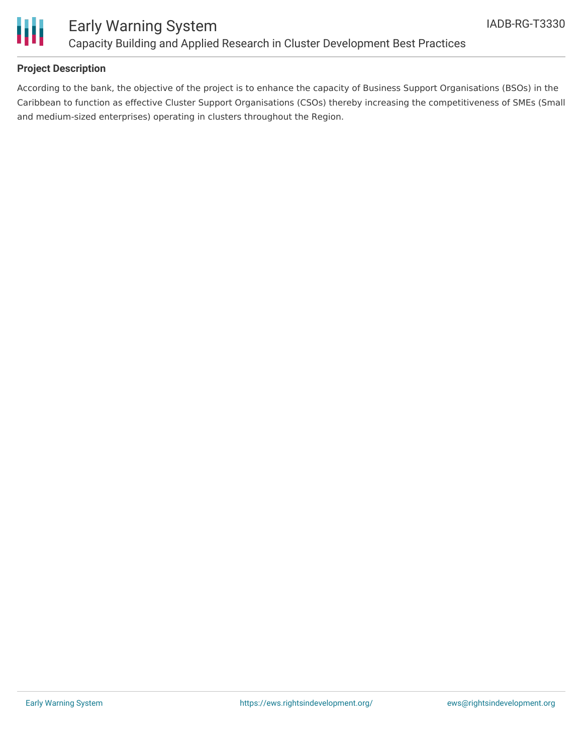## Project Description

According to the bank, the objective of the project is to enhance the capacity of Business Support Organisations (BSOs) in the Caribbean to function as effective Cluster Support Organisations (CSOs) thereby increasing the competitiveness of SMEs (Small and medium-sized enterprises) operating in clusters throughout the Region.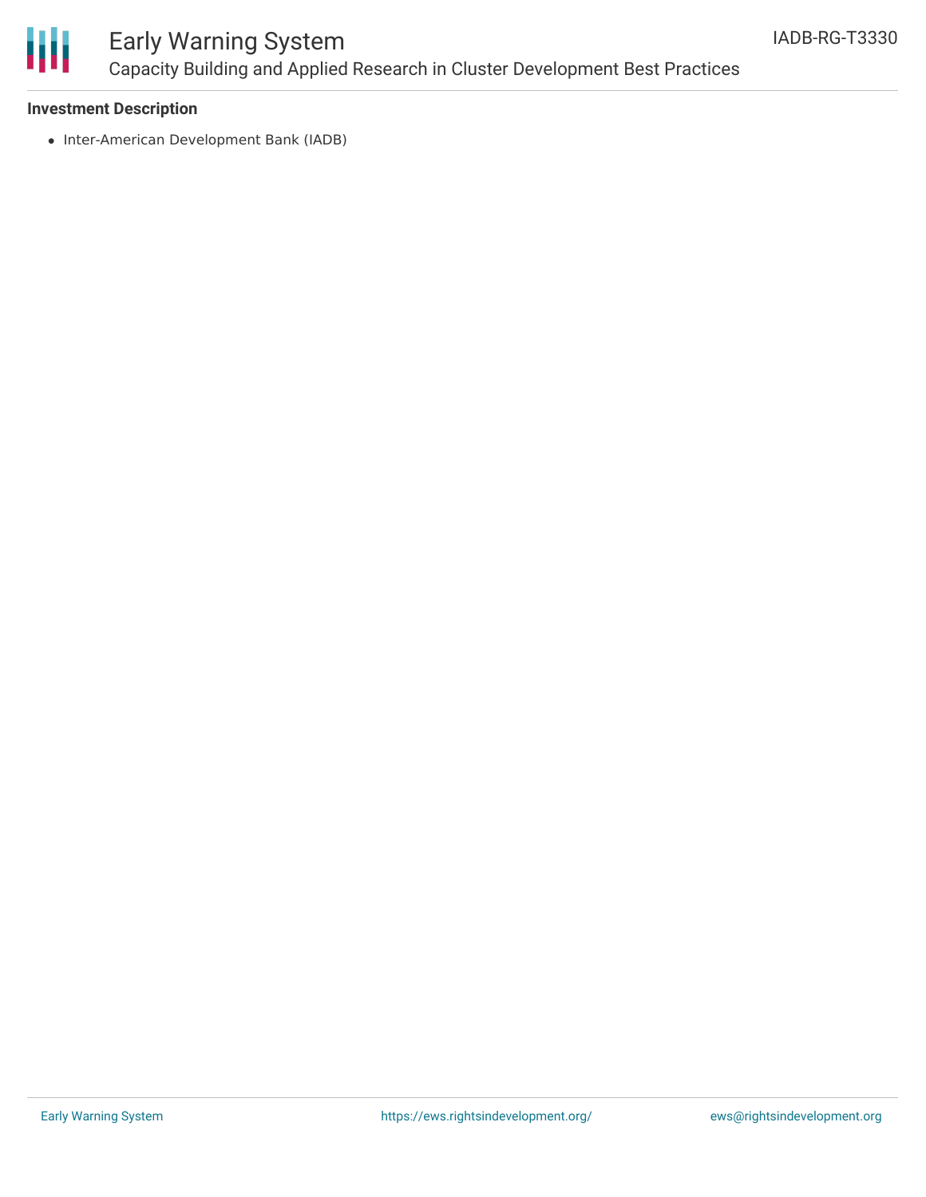**Investment Description**

- Inter-American Development Bank (IADB)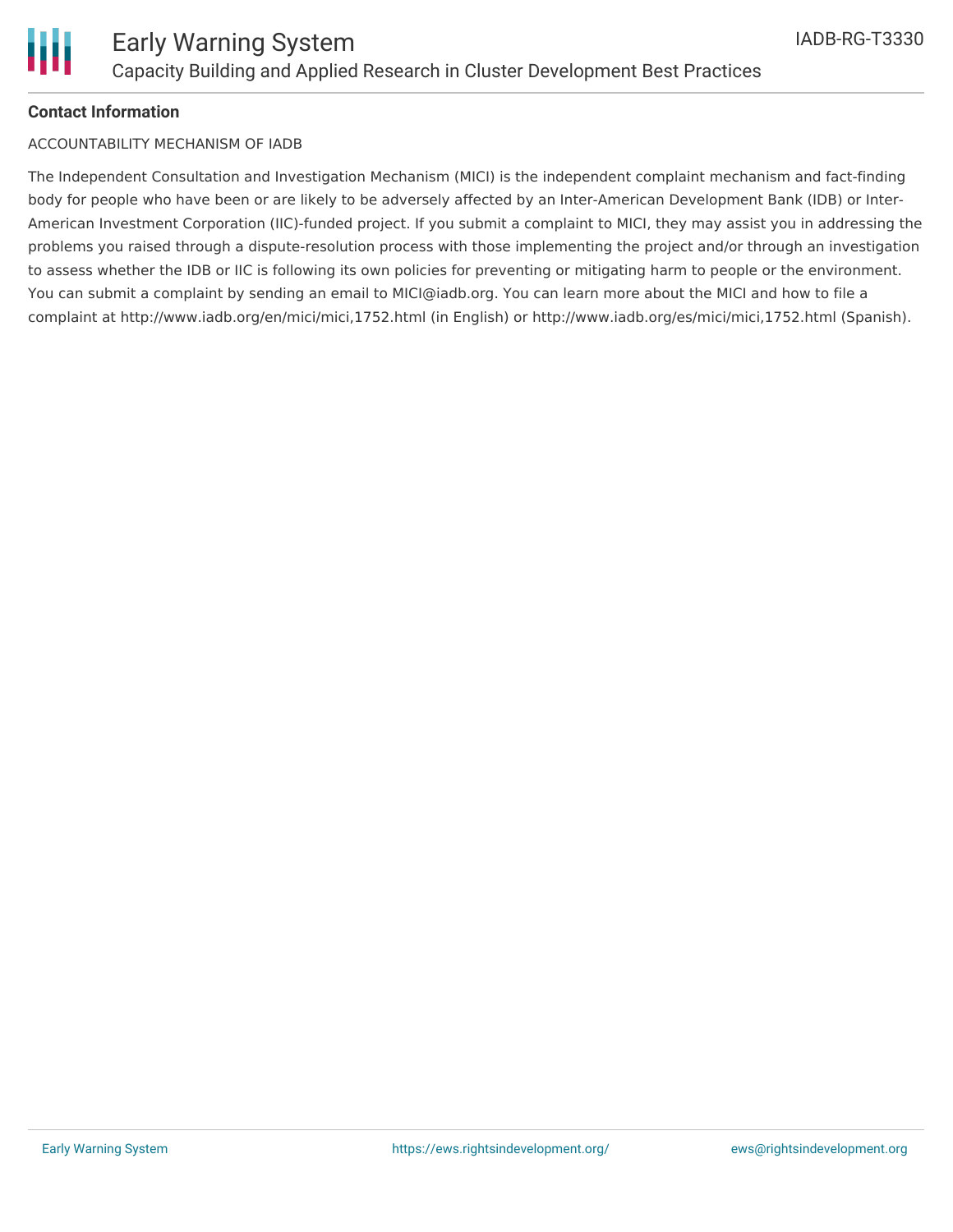**Contact Information**

ACCOUNTABILITY MECHANISM OF IADB

The Independent Consultation and Investigation Mechanism (MICI) is the independent complaint mechanism and fact-finding body for people who have been or are likely to be adversely affected by an Inter-American Development Bank (IDB) or Inter-American Investment Corporation (IIC)-funded project. If you submit a complaint to MICI, they may assist you in addressing the problems you raised through a dispute-resolution process with those implementing the project and/or through an investigation to assess whether the IDB or IIC is following its own policies for preventing or mitigating harm to people or the environment. You can submit a complaint by sending an email to MICI@iadb.org. You can learn more about the MICI and how to file a complaint at http://www.iadb.org/en/mici/mici,1752.html (in English) or http://www.iadb.org/es/mici/mici,1752.html (Spanish).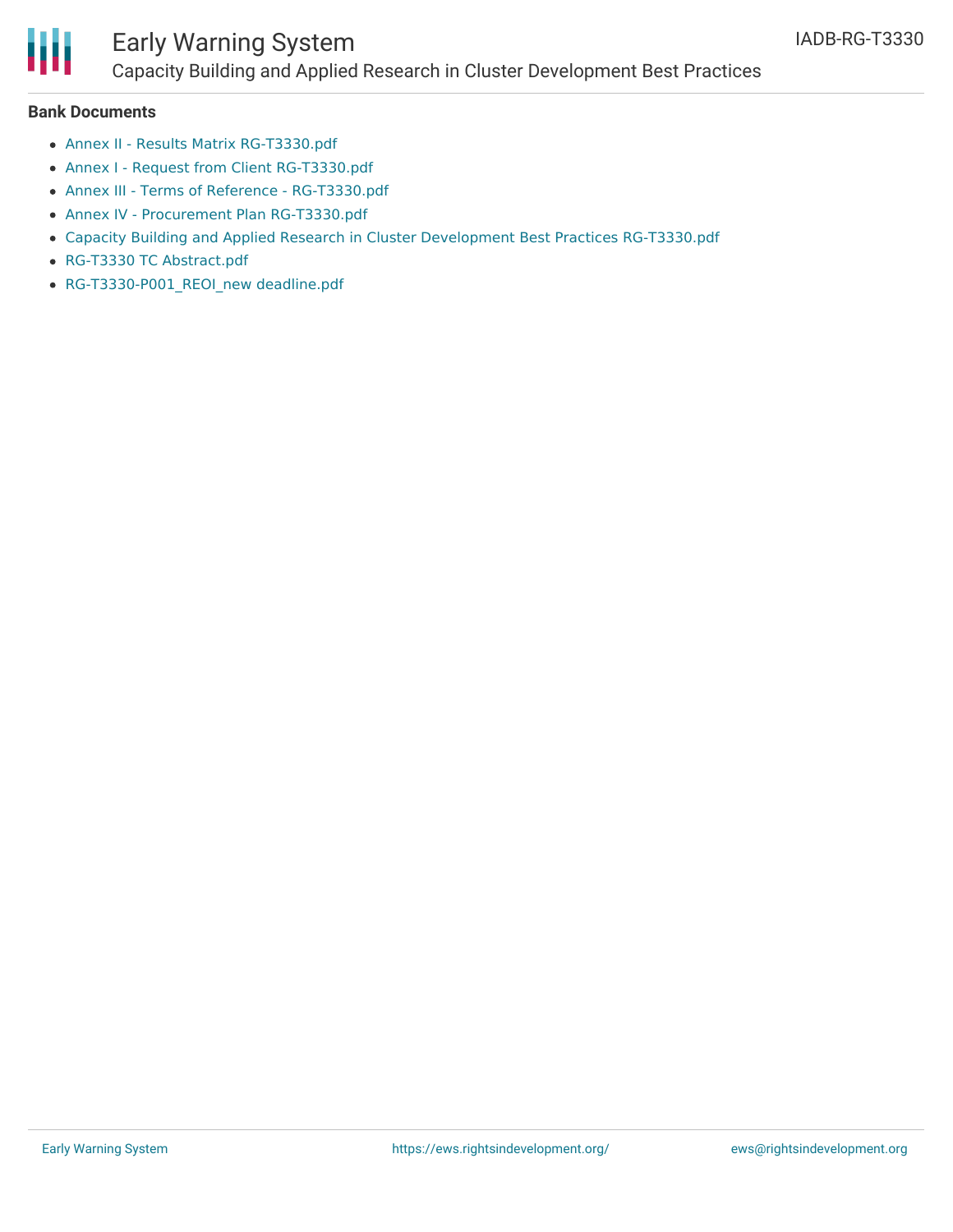**Bank Documents**

- Annex II - Results Matrix RG-T3330.pdf
- Annex I - Request from Client RG-T3330.pdf
- Annex III - Terms of Reference - RG-T3330.pdf
- Annex IV - Procurement Plan RG-T3330.pdf
- Capacity Building and Applied Research in Cluster Development Best Practices RG-T3330.pdf
- RG-T3330 TC Abstract.pdf
- RG-T3330-P001_REOI_new deadline.pdf